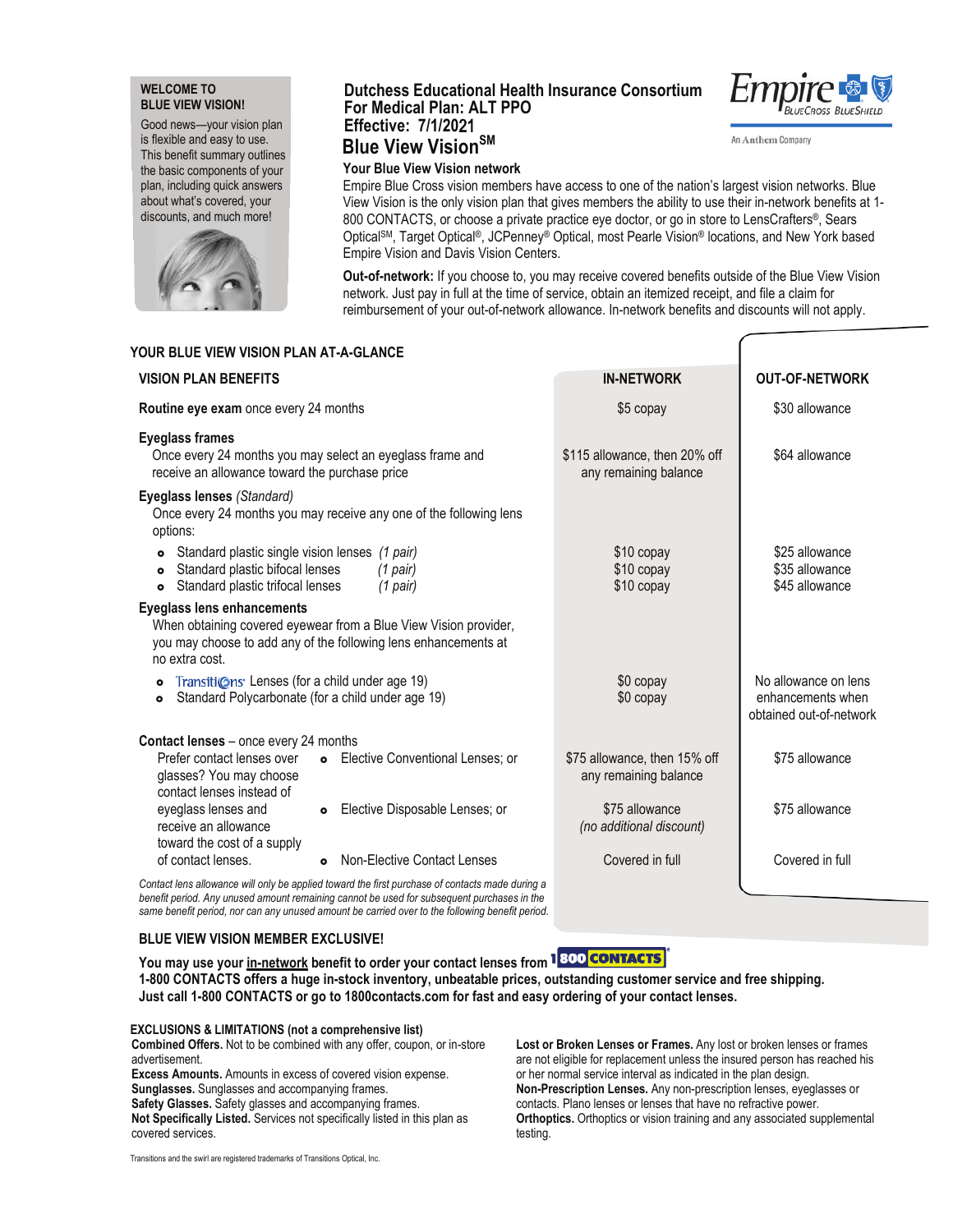**WELCOME TO BLUE VIEW VISION!**

Good news—your vision plan is flexible and easy to use. This benefit summary outlines the basic components of your plan, including quick answers about what's covered, your discounts, and much more!

# Dutchess Educational Health Insurance Consortium
## For Medical Plan: ALT PPO
## Effective: 7/1/2021
## Blue View Vision℠

Empire BlueCross BlueShield — An Anthem Company

### Your Blue View Vision network

Empire Blue Cross vision members have access to one of the nation's largest vision networks. Blue View Vision is the only vision plan that gives members the ability to use their in-network benefits at 1-800 CONTACTS, or choose a private practice eye doctor, or go in store to LensCrafters®, Sears Optical℠, Target Optical®, JCPenney® Optical, most Pearle Vision® locations, and New York based Empire Vision and Davis Vision Centers.

**Out-of-network:** If you choose to, you may receive covered benefits outside of the Blue View Vision network. Just pay in full at the time of service, obtain an itemized receipt, and file a claim for reimbursement of your out-of-network allowance. In-network benefits and discounts will not apply.

## YOUR BLUE VIEW VISION PLAN AT-A-GLANCE

| VISION PLAN BENEFITS | IN-NETWORK | OUT-OF-NETWORK |
|---|---|---|
| **Routine eye exam** once every 24 months | $5 copay | $30 allowance |
| **Eyeglass frames** — Once every 24 months you may select an eyeglass frame and receive an allowance toward the purchase price | $115 allowance, then 20% off any remaining balance | $64 allowance |
| **Eyeglass lenses** *(Standard)* — Once every 24 months you may receive any one of the following lens options: | | |
| • Standard plastic single vision lenses *(1 pair)* | $10 copay | $25 allowance |
| • Standard plastic bifocal lenses *(1 pair)* | $10 copay | $35 allowance |
| • Standard plastic trifocal lenses *(1 pair)* | $10 copay | $45 allowance |
| **Eyeglass lens enhancements** — When obtaining covered eyewear from a Blue View Vision provider, you may choose to add any of the following lens enhancements at no extra cost. | | |
| • Transitions Lenses (for a child under age 19) | $0 copay | No allowance on lens enhancements when obtained out-of-network |
| • Standard Polycarbonate (for a child under age 19) | $0 copay | |
| **Contact lenses** – once every 24 months. Prefer contact lenses over glasses? You may choose contact lenses instead of eyeglass lenses and receive an allowance toward the cost of a supply of contact lenses. | | |
| • Elective Conventional Lenses; or | $75 allowance, then 15% off any remaining balance | $75 allowance |
| • Elective Disposable Lenses; or | $75 allowance *(no additional discount)* | $75 allowance |
| • Non-Elective Contact Lenses | Covered in full | Covered in full |

*Contact lens allowance will only be applied toward the first purchase of contacts made during a benefit period. Any unused amount remaining cannot be used for subsequent purchases in the same benefit period, nor can any unused amount be carried over to the following benefit period.*

### BLUE VIEW VISION MEMBER EXCLUSIVE!

**You may use your in-network benefit to order your contact lenses from 1-800 CONTACTS.**
**1-800 CONTACTS offers a huge in-stock inventory, unbeatable prices, outstanding customer service and free shipping. Just call 1-800 CONTACTS or go to 1800contacts.com for fast and easy ordering of your contact lenses.**

### EXCLUSIONS & LIMITATIONS (not a comprehensive list)

**Combined Offers.** Not to be combined with any offer, coupon, or in-store advertisement.
**Excess Amounts.** Amounts in excess of covered vision expense.
**Sunglasses.** Sunglasses and accompanying frames.
**Safety Glasses.** Safety glasses and accompanying frames.
**Not Specifically Listed.** Services not specifically listed in this plan as covered services.
**Lost or Broken Lenses or Frames.** Any lost or broken lenses or frames are not eligible for replacement unless the insured person has reached his or her normal service interval as indicated in the plan design.
**Non-Prescription Lenses.** Any non-prescription lenses, eyeglasses or contacts. Plano lenses or lenses that have no refractive power.
**Orthoptics.** Orthoptics or vision training and any associated supplemental testing.

Transitions and the swirl are registered trademarks of Transitions Optical, Inc.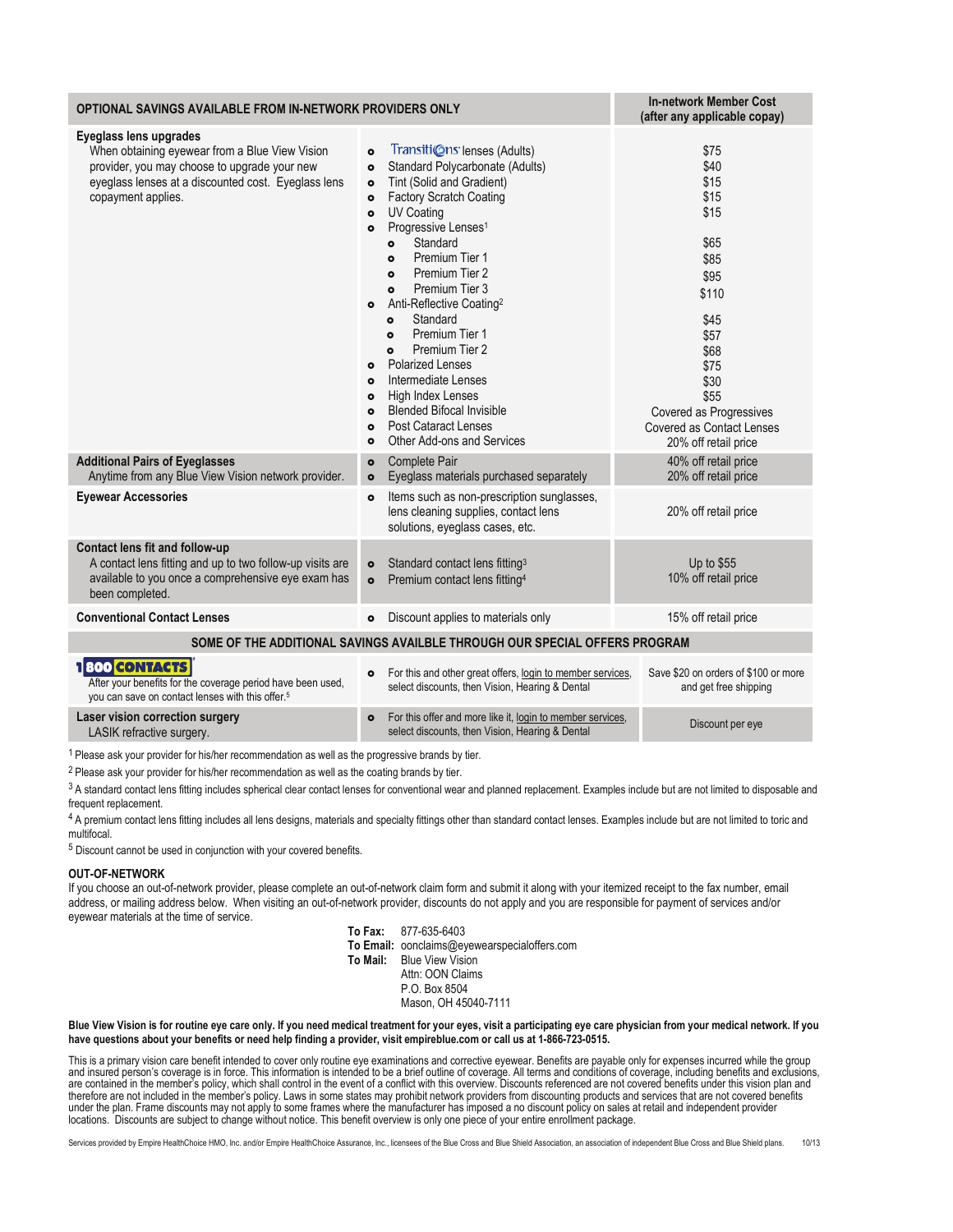| OPTIONAL SAVINGS AVAILABLE FROM IN-NETWORK PROVIDERS ONLY | | In-network Member Cost (after any applicable copay) |
|---|---|---|
| **Eyeglass lens upgrades**<br>When obtaining eyewear from a Blue View Vision provider, you may choose to upgrade your new eyeglass lenses at a discounted cost. Eyeglass lens copayment applies. | Transitions lenses (Adults) | $75 |
| | Standard Polycarbonate (Adults) | $40 |
| | Tint (Solid and Gradient) | $15 |
| | Factory Scratch Coating | $15 |
| | UV Coating | $15 |
| | Progressive Lenses[1] | |
| | Standard | $65 |
| | Premium Tier 1 | $85 |
| | Premium Tier 2 | $95 |
| | Premium Tier 3 | $110 |
| | Anti-Reflective Coating[2] | |
| | Standard | $45 |
| | Premium Tier 1 | $57 |
| | Premium Tier 2 | $68 |
| | Polarized Lenses | $75 |
| | Intermediate Lenses | $30 |
| | High Index Lenses | $55 |
| | Blended Bifocal Invisible | Covered as Progressives |
| | Post Cataract Lenses | Covered as Contact Lenses |
| | Other Add-ons and Services | 20% off retail price |
| **Additional Pairs of Eyeglasses**<br>Anytime from any Blue View Vision network provider. | Complete Pair | 40% off retail price |
| | Eyeglass materials purchased separately | 20% off retail price |
| **Eyewear Accessories** | Items such as non-prescription sunglasses, lens cleaning supplies, contact lens solutions, eyeglass cases, etc. | 20% off retail price |
| **Contact lens fit and follow-up**<br>A contact lens fitting and up to two follow-up visits are available to you once a comprehensive eye exam has been completed. | Standard contact lens fitting[3] | Up to $55 |
| | Premium contact lens fitting[4] | 10% off retail price |
| **Conventional Contact Lenses** | Discount applies to materials only | 15% off retail price |
| **SOME OF THE ADDITIONAL SAVINGS AVAILBLE THROUGH OUR SPECIAL OFFERS PROGRAM** | | |
| **1 800 CONTACTS**<br>After your benefits for the coverage period have been used, you can save on contact lenses with this offer.[5] | For this and other great offers, login to member services, select discounts, then Vision, Hearing & Dental | Save $20 on orders of $100 or more and get free shipping |
| **Laser vision correction surgery**<br>LASIK refractive surgery. | For this offer and more like it, login to member services, select discounts, then Vision, Hearing & Dental | Discount per eye |

[1] Please ask your provider for his/her recommendation as well as the progressive brands by tier.

[2] Please ask your provider for his/her recommendation as well as the coating brands by tier.

[3] A standard contact lens fitting includes spherical clear contact lenses for conventional wear and planned replacement. Examples include but are not limited to disposable and frequent replacement.

[4] A premium contact lens fitting includes all lens designs, materials and specialty fittings other than standard contact lenses. Examples include but are not limited to toric and multifocal.

[5] Discount cannot be used in conjunction with your covered benefits.

**OUT-OF-NETWORK**

If you choose an out-of-network provider, please complete an out-of-network claim form and submit it along with your itemized receipt to the fax number, email address, or mailing address below. When visiting an out-of-network provider, discounts do not apply and you are responsible for payment of services and/or eyewear materials at the time of service.

**To Fax:** 877-635-6403
**To Email:** oonclaims@eyewearspecialoffers.com
**To Mail:** Blue View Vision
Attn: OON Claims
P.O. Box 8504
Mason, OH 45040-7111

**Blue View Vision is for routine eye care only. If you need medical treatment for your eyes, visit a participating eye care physician from your medical network. If you have questions about your benefits or need help finding a provider, visit empireblue.com or call us at 1-866-723-0515.**

This is a primary vision care benefit intended to cover only routine eye examinations and corrective eyewear. Benefits are payable only for expenses incurred while the group and insured person's coverage is in force. This information is intended to be a brief outline of coverage. All terms and conditions of coverage, including benefits and exclusions, are contained in the member's policy, which shall control in the event of a conflict with this overview. Discounts referenced are not covered benefits under this vision plan and therefore are not included in the member's policy. Laws in some states may prohibit network providers from discounting products and services that are not covered benefits under the plan. Frame discounts may not apply to some frames where the manufacturer has imposed a no discount policy on sales at retail and independent provider locations. Discounts are subject to change without notice. This benefit overview is only one piece of your entire enrollment package.

Services provided by Empire HealthChoice HMO, Inc. and/or Empire HealthChoice Assurance, Inc., licensees of the Blue Cross and Blue Shield Association, an association of independent Blue Cross and Blue Shield plans. 10/13